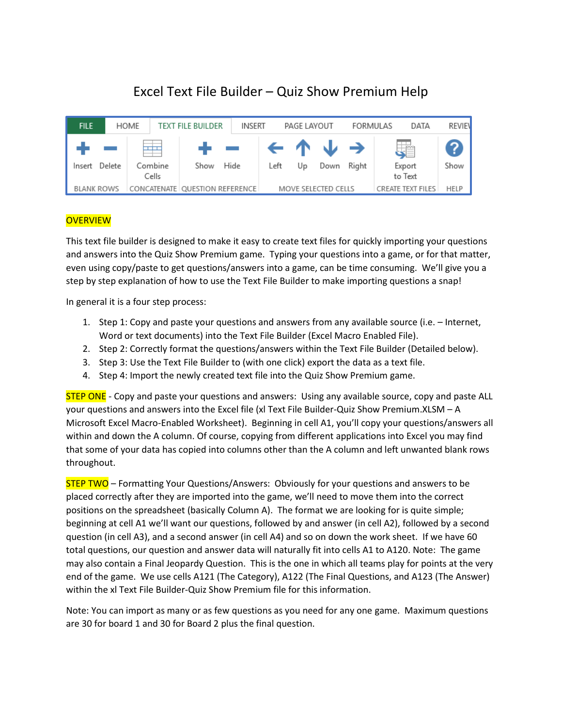# Excel Text File Builder – Quiz Show Premium Help

| FILE | HOME | TEXT FILE BUILDER | INSERT | PAGE LAYOUT | FORMULAS | DATA | REVIEW |
|---|---|---|---|---|---|---|---|

| Insert | Delete | Combine Cells | Show | Hide | Left | Up | Down | Right | Export to Text | Show |
|---|---|---|---|---|---|---|---|---|---|---|
| BLANK ROWS | | CONCATENATE | QUESTION REFERENCE | | MOVE SELECTED CELLS | | | | CREATE TEXT FILES | HELP |

OVERVIEW

This text file builder is designed to make it easy to create text files for quickly importing your questions and answers into the Quiz Show Premium game. Typing your questions into a game, or for that matter, even using copy/paste to get questions/answers into a game, can be time consuming. We'll give you a step by step explanation of how to use the Text File Builder to make importing questions a snap!

In general it is a four step process:

1. Step 1: Copy and paste your questions and answers from any available source (i.e. – Internet, Word or text documents) into the Text File Builder (Excel Macro Enabled File).
2. Step 2: Correctly format the questions/answers within the Text File Builder (Detailed below).
3. Step 3: Use the Text File Builder to (with one click) export the data as a text file.
4. Step 4: Import the newly created text file into the Quiz Show Premium game.

STEP ONE - Copy and paste your questions and answers: Using any available source, copy and paste ALL your questions and answers into the Excel file (xl Text File Builder-Quiz Show Premium.XLSM – A Microsoft Excel Macro-Enabled Worksheet). Beginning in cell A1, you'll copy your questions/answers all within and down the A column. Of course, copying from different applications into Excel you may find that some of your data has copied into columns other than the A column and left unwanted blank rows throughout.

STEP TWO – Formatting Your Questions/Answers: Obviously for your questions and answers to be placed correctly after they are imported into the game, we'll need to move them into the correct positions on the spreadsheet (basically Column A). The format we are looking for is quite simple; beginning at cell A1 we'll want our questions, followed by and answer (in cell A2), followed by a second question (in cell A3), and a second answer (in cell A4) and so on down the work sheet. If we have 60 total questions, our question and answer data will naturally fit into cells A1 to A120. Note: The game may also contain a Final Jeopardy Question. This is the one in which all teams play for points at the very end of the game. We use cells A121 (The Category), A122 (The Final Questions, and A123 (The Answer) within the xl Text File Builder-Quiz Show Premium file for this information.

Note: You can import as many or as few questions as you need for any one game. Maximum questions are 30 for board 1 and 30 for Board 2 plus the final question.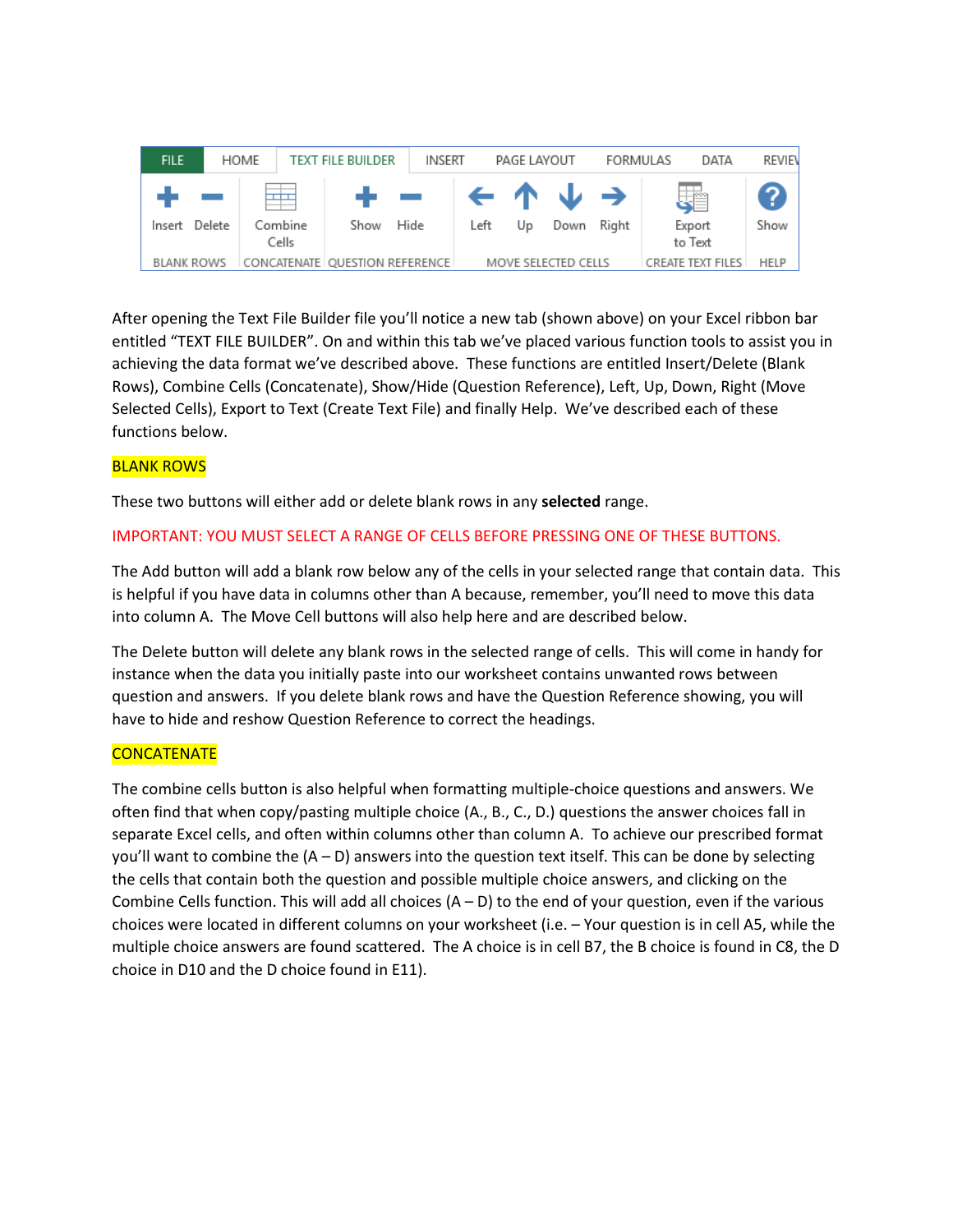After opening the Text File Builder file you'll notice a new tab (shown above) on your Excel ribbon bar entitled "TEXT FILE BUILDER". On and within this tab we've placed various function tools to assist you in achieving the data format we've described above. These functions are entitled Insert/Delete (Blank Rows), Combine Cells (Concatenate), Show/Hide (Question Reference), Left, Up, Down, Right (Move Selected Cells), Export to Text (Create Text File) and finally Help. We've described each of these functions below.

## BLANK ROWS

These two buttons will either add or delete blank rows in any **selected** range.

IMPORTANT: YOU MUST SELECT A RANGE OF CELLS BEFORE PRESSING ONE OF THESE BUTTONS.

The Add button will add a blank row below any of the cells in your selected range that contain data. This is helpful if you have data in columns other than A because, remember, you'll need to move this data into column A. The Move Cell buttons will also help here and are described below.

The Delete button will delete any blank rows in the selected range of cells. This will come in handy for instance when the data you initially paste into our worksheet contains unwanted rows between question and answers. If you delete blank rows and have the Question Reference showing, you will have to hide and reshow Question Reference to correct the headings.

## CONCATENATE

The combine cells button is also helpful when formatting multiple-choice questions and answers. We often find that when copy/pasting multiple choice (A., B., C., D.) questions the answer choices fall in separate Excel cells, and often within columns other than column A. To achieve our prescribed format you'll want to combine the (A – D) answers into the question text itself. This can be done by selecting the cells that contain both the question and possible multiple choice answers, and clicking on the Combine Cells function. This will add all choices (A – D) to the end of your question, even if the various choices were located in different columns on your worksheet (i.e. – Your question is in cell A5, while the multiple choice answers are found scattered. The A choice is in cell B7, the B choice is found in C8, the D choice in D10 and the D choice found in E11).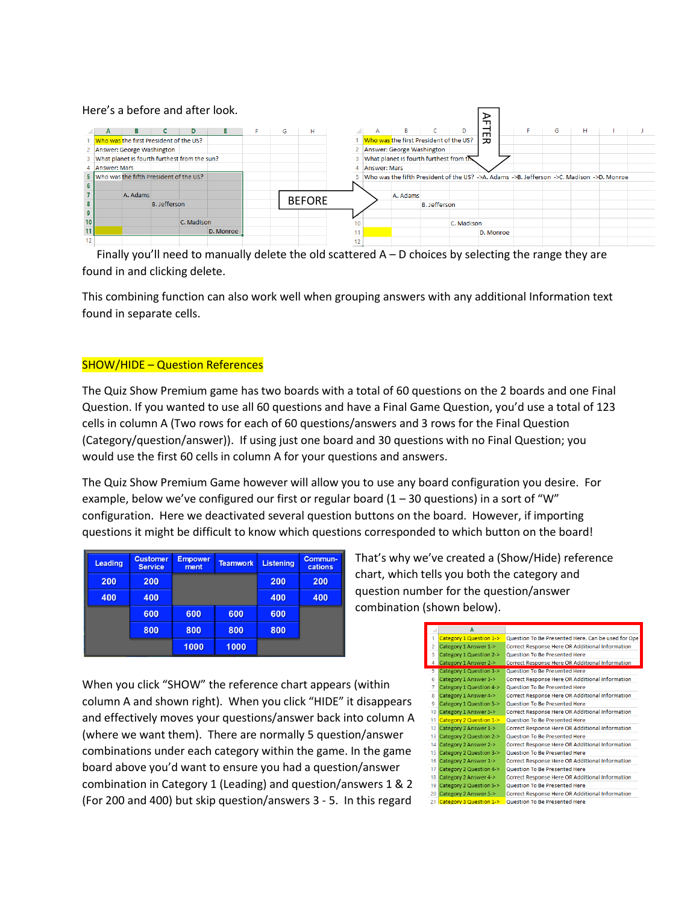Here's a before and after look.

Finally you'll need to manually delete the old scattered A – D choices by selecting the range they are found in and clicking delete.

This combining function can also work well when grouping answers with any additional Information text found in separate cells.

## SHOW/HIDE – Question References

The Quiz Show Premium game has two boards with a total of 60 questions on the 2 boards and one Final Question. If you wanted to use all 60 questions and have a Final Game Question, you'd use a total of 123 cells in column A (Two rows for each of 60 questions/answers and 3 rows for the Final Question (Category/question/answer)). If using just one board and 30 questions with no Final Question; you would use the first 60 cells in column A for your questions and answers.

The Quiz Show Premium Game however will allow you to use any board configuration you desire. For example, below we've configured our first or regular board (1 – 30 questions) in a sort of "W" configuration. Here we deactivated several question buttons on the board. However, if importing questions it might be difficult to know which questions corresponded to which button on the board!

That's why we've created a (Show/Hide) reference chart, which tells you both the category and question number for the question/answer combination (shown below).

When you click "SHOW" the reference chart appears (within column A and shown right). When you click "HIDE" it disappears and effectively moves your questions/answer back into column A (where we want them). There are normally 5 question/answer combinations under each category within the game. In the game board above you'd want to ensure you had a question/answer combination in Category 1 (Leading) and question/answers 1 & 2 (For 200 and 400) but skip question/answers 3 - 5. In this regard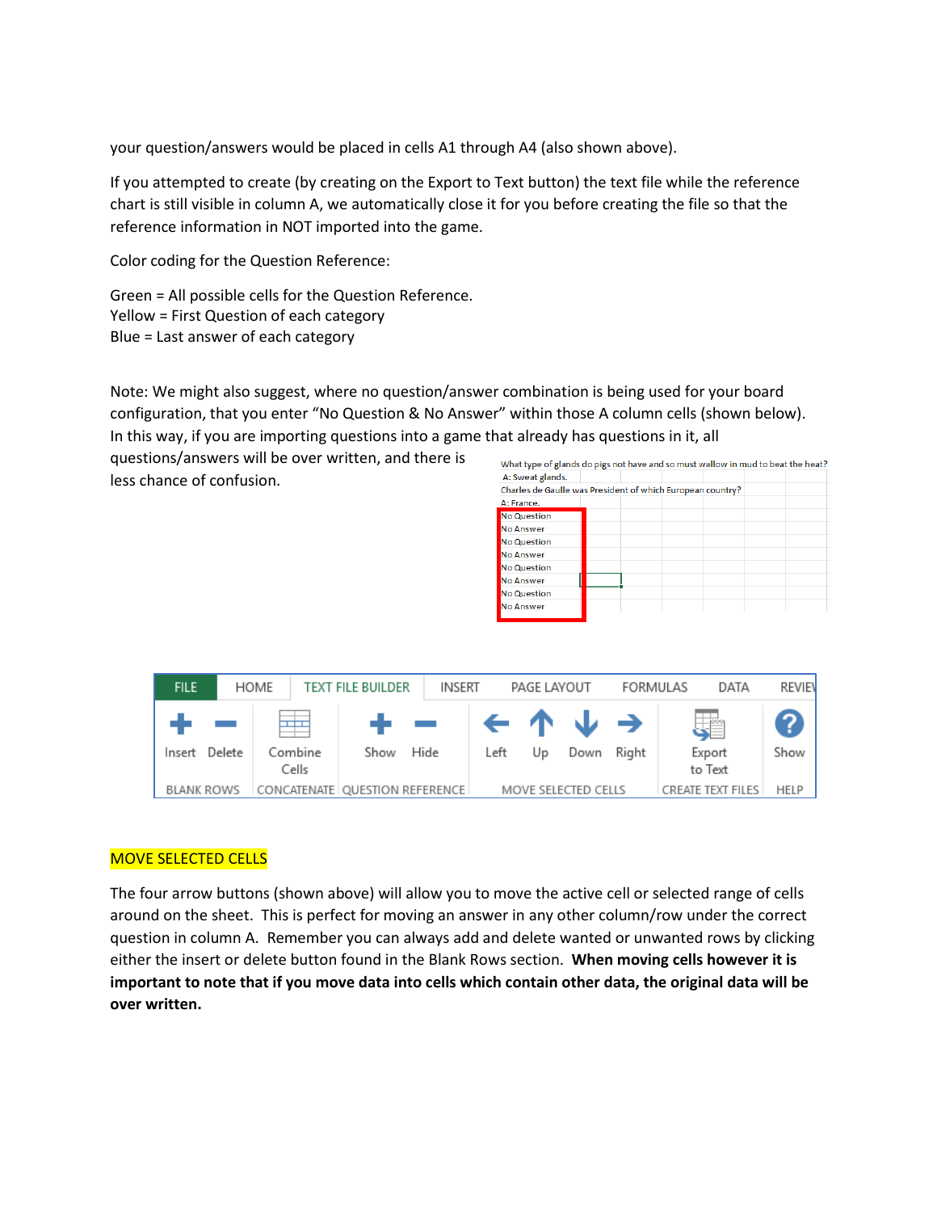your question/answers would be placed in cells A1 through A4 (also shown above).

If you attempted to create (by creating on the Export to Text button) the text file while the reference chart is still visible in column A, we automatically close it for you before creating the file so that the reference information in NOT imported into the game.

Color coding for the Question Reference:

Green = All possible cells for the Question Reference.
Yellow = First Question of each category
Blue = Last answer of each category

Note: We might also suggest, where no question/answer combination is being used for your board configuration, that you enter "No Question & No Answer" within those A column cells (shown below). In this way, if you are importing questions into a game that already has questions in it, all questions/answers will be over written, and there is less chance of confusion.

## MOVE SELECTED CELLS

The four arrow buttons (shown above) will allow you to move the active cell or selected range of cells around on the sheet. This is perfect for moving an answer in any other column/row under the correct question in column A. Remember you can always add and delete wanted or unwanted rows by clicking either the insert or delete button found in the Blank Rows section. **When moving cells however it is important to note that if you move data into cells which contain other data, the original data will be over written.**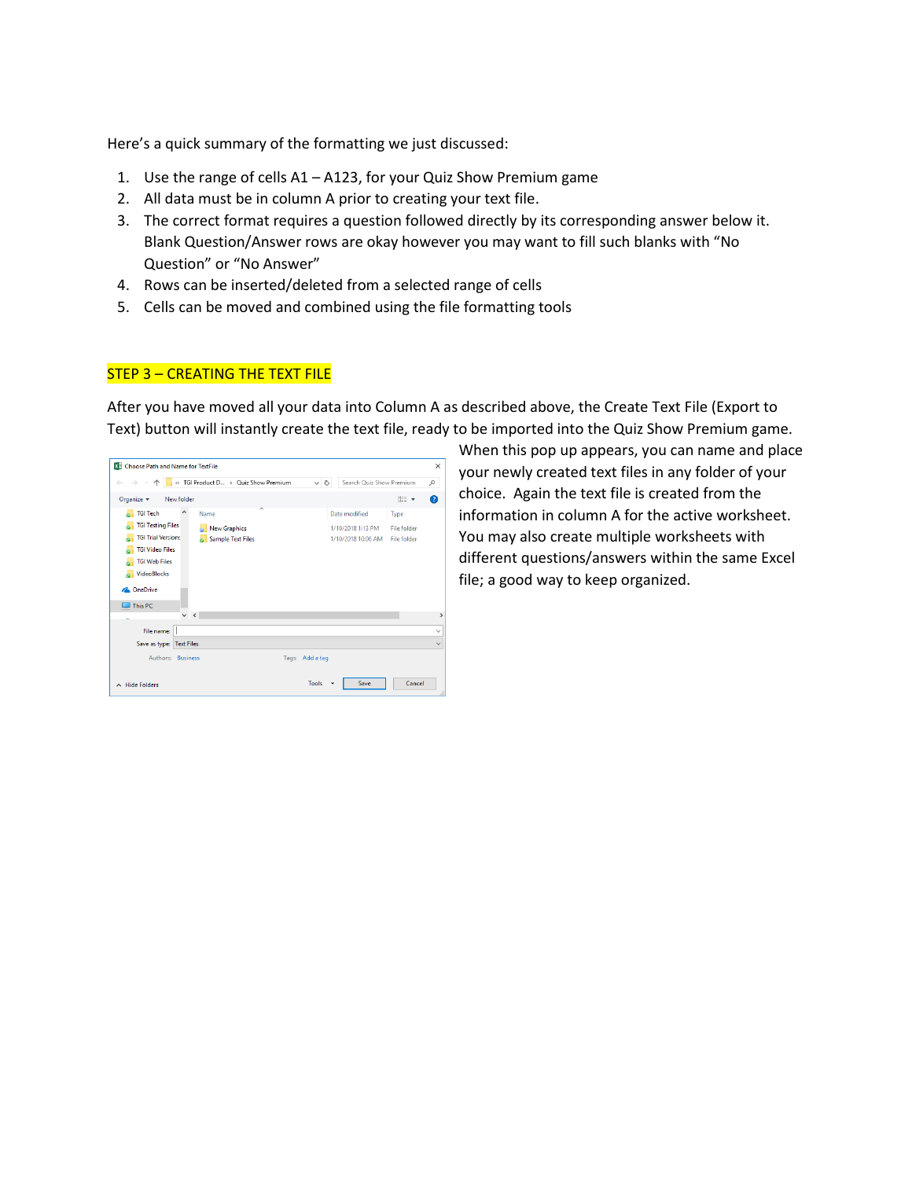Here's a quick summary of the formatting we just discussed:

1. Use the range of cells A1 – A123, for your Quiz Show Premium game
2. All data must be in column A prior to creating your text file.
3. The correct format requires a question followed directly by its corresponding answer below it. Blank Question/Answer rows are okay however you may want to fill such blanks with "No Question" or "No Answer"
4. Rows can be inserted/deleted from a selected range of cells
5. Cells can be moved and combined using the file formatting tools

## STEP 3 – CREATING THE TEXT FILE

After you have moved all your data into Column A as described above, the Create Text File (Export to Text) button will instantly create the text file, ready to be imported into the Quiz Show Premium game.

When this pop up appears, you can name and place your newly created text files in any folder of your choice. Again the text file is created from the information in column A for the active worksheet. You may also create multiple worksheets with different questions/answers within the same Excel file; a good way to keep organized.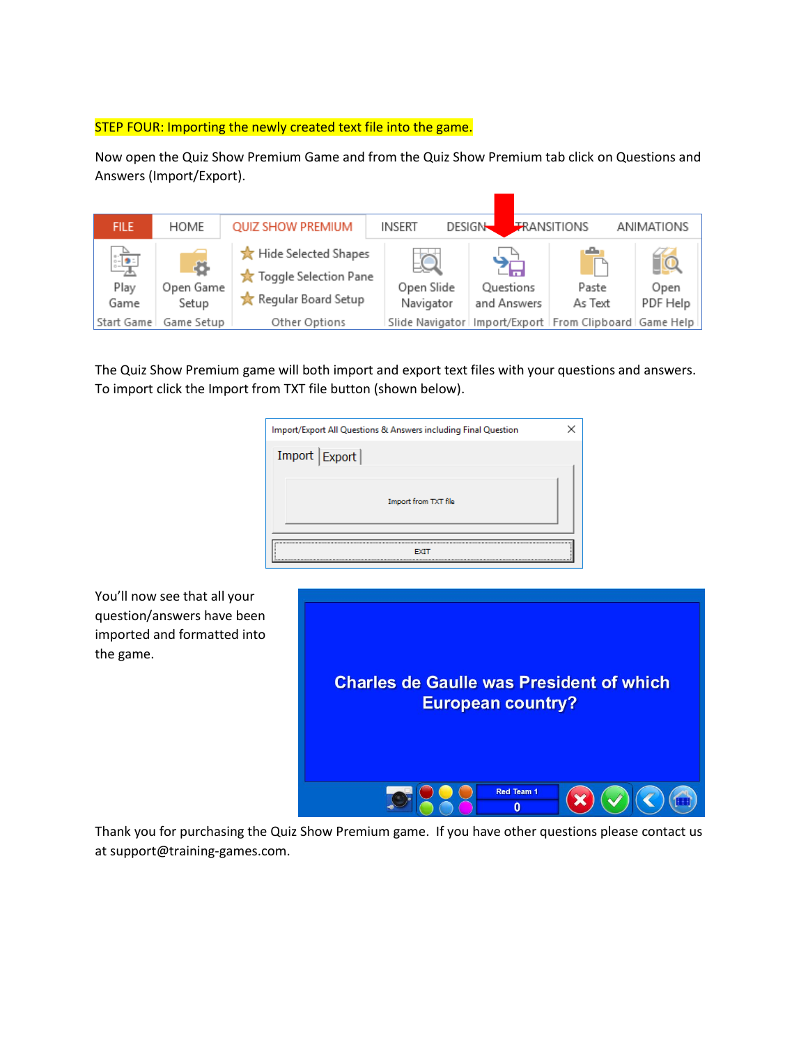STEP FOUR: Importing the newly created text file into the game.

Now open the Quiz Show Premium Game and from the Quiz Show Premium tab click on Questions and Answers (Import/Export).

The Quiz Show Premium game will both import and export text files with your questions and answers. To import click the Import from TXT file button (shown below).

You'll now see that all your question/answers have been imported and formatted into the game.

Thank you for purchasing the Quiz Show Premium game. If you have other questions please contact us at support@training-games.com.